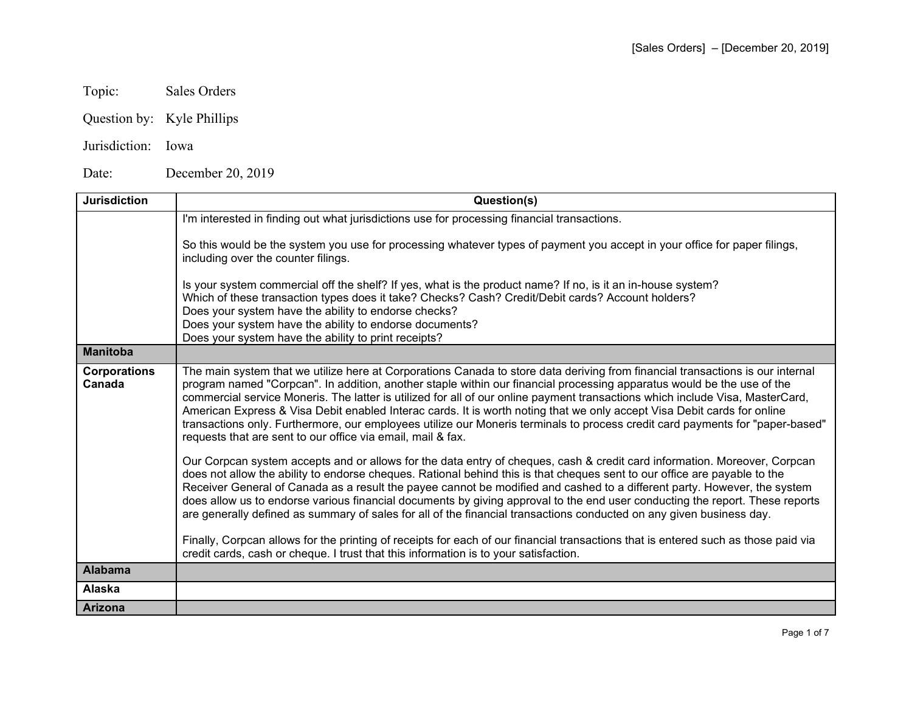Topic: Sales Orders

Question by: Kyle Phillips

Jurisdiction: Iowa

Date: December 20, 2019

| Jurisdiction | Question(s) |
|---|---|
| | I'm interested in finding out what jurisdictions use for processing financial transactions.<br><br>So this would be the system you use for processing whatever types of payment you accept in your office for paper filings, including over the counter filings.<br><br>Is your system commercial off the shelf? If yes, what is the product name? If no, is it an in-house system?<br>Which of these transaction types does it take? Checks? Cash? Credit/Debit cards? Account holders?<br>Does your system have the ability to endorse checks?<br>Does your system have the ability to endorse documents?<br>Does your system have the ability to print receipts? |
| **Manitoba** | |
| **Corporations Canada** | The main system that we utilize here at Corporations Canada to store data deriving from financial transactions is our internal program named "Corpcan". In addition, another staple within our financial processing apparatus would be the use of the commercial service Moneris. The latter is utilized for all of our online payment transactions which include Visa, MasterCard, American Express & Visa Debit enabled Interac cards. It is worth noting that we only accept Visa Debit cards for online transactions only. Furthermore, our employees utilize our Moneris terminals to process credit card payments for "paper-based" requests that are sent to our office via email, mail & fax.<br><br>Our Corpcan system accepts and or allows for the data entry of cheques, cash & credit card information. Moreover, Corpcan does not allow the ability to endorse cheques. Rational behind this is that cheques sent to our office are payable to the Receiver General of Canada as a result the payee cannot be modified and cashed to a different party. However, the system does allow us to endorse various financial documents by giving approval to the end user conducting the report. These reports are generally defined as summary of sales for all of the financial transactions conducted on any given business day.<br><br>Finally, Corpcan allows for the printing of receipts for each of our financial transactions that is entered such as those paid via credit cards, cash or cheque. I trust that this information is to your satisfaction. |
| **Alabama** | |
| **Alaska** | |
| **Arizona** | |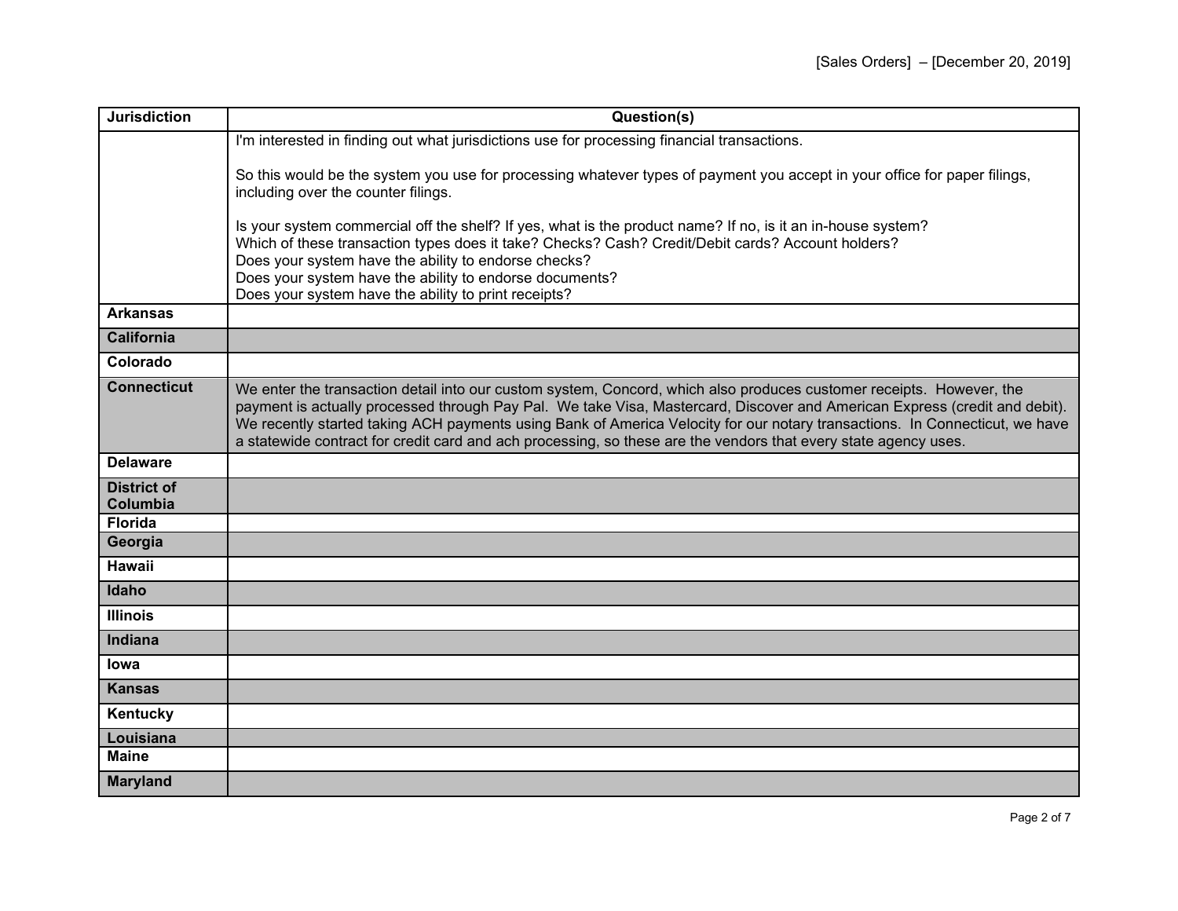| Jurisdiction | Question(s) |
|---|---|
| | I'm interested in finding out what jurisdictions use for processing financial transactions.<br><br>So this would be the system you use for processing whatever types of payment you accept in your office for paper filings, including over the counter filings.<br><br>Is your system commercial off the shelf? If yes, what is the product name? If no, is it an in-house system?<br>Which of these transaction types does it take? Checks? Cash? Credit/Debit cards? Account holders?<br>Does your system have the ability to endorse checks?<br>Does your system have the ability to endorse documents?<br>Does your system have the ability to print receipts? |
| **Arkansas** | |
| **California** | |
| **Colorado** | |
| **Connecticut** | We enter the transaction detail into our custom system, Concord, which also produces customer receipts. However, the payment is actually processed through Pay Pal. We take Visa, Mastercard, Discover and American Express (credit and debit). We recently started taking ACH payments using Bank of America Velocity for our notary transactions. In Connecticut, we have a statewide contract for credit card and ach processing, so these are the vendors that every state agency uses. |
| **Delaware** | |
| **District of Columbia** | |
| **Florida** | |
| **Georgia** | |
| **Hawaii** | |
| **Idaho** | |
| **Illinois** | |
| **Indiana** | |
| **Iowa** | |
| **Kansas** | |
| **Kentucky** | |
| **Louisiana** | |
| **Maine** | |
| **Maryland** | |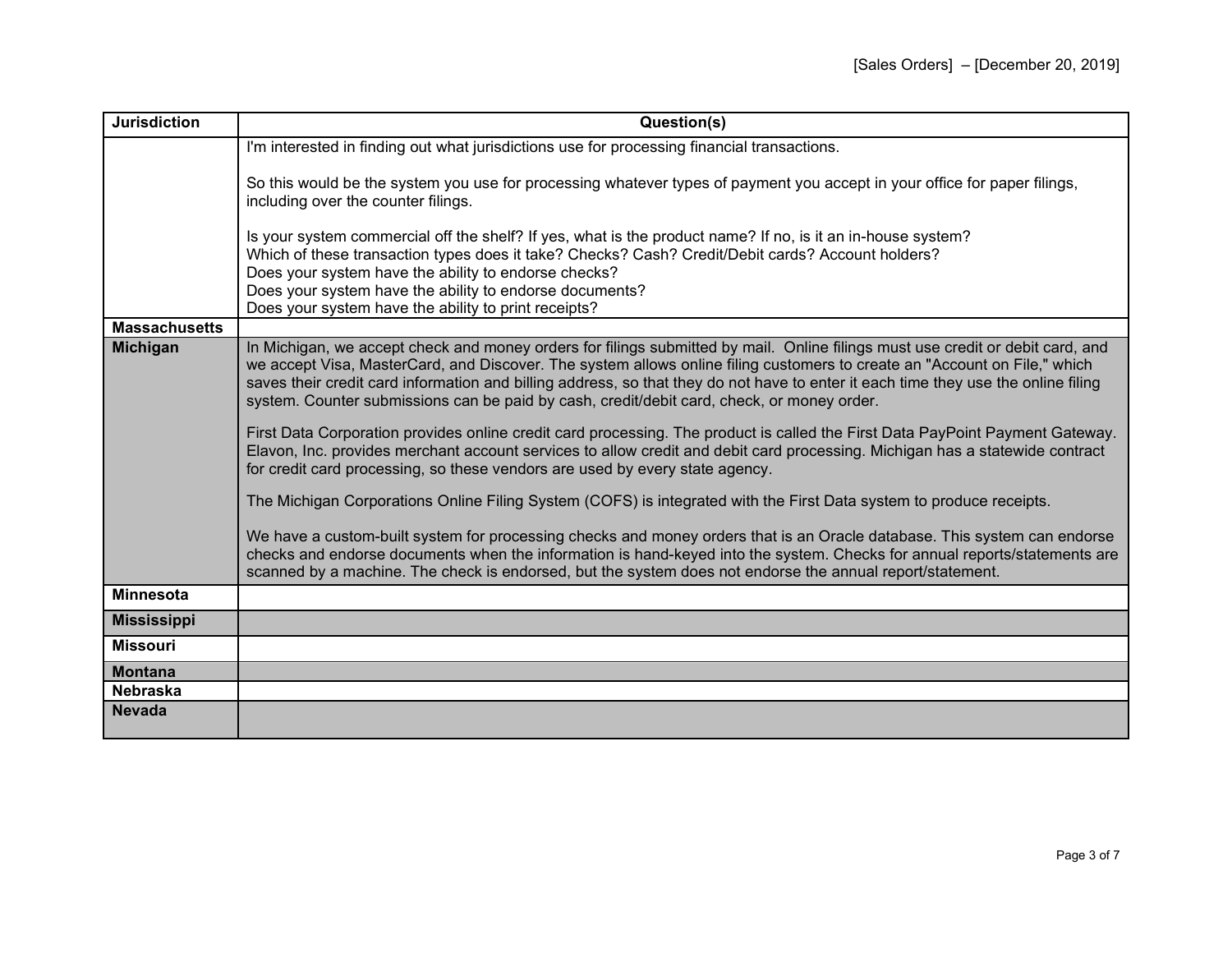| Jurisdiction | Question(s) |
|---|---|
| | I'm interested in finding out what jurisdictions use for processing financial transactions.<br><br>So this would be the system you use for processing whatever types of payment you accept in your office for paper filings, including over the counter filings.<br><br>Is your system commercial off the shelf? If yes, what is the product name? If no, is it an in-house system?<br>Which of these transaction types does it take? Checks? Cash? Credit/Debit cards? Account holders?<br>Does your system have the ability to endorse checks?<br>Does your system have the ability to endorse documents?<br>Does your system have the ability to print receipts? |
| **Massachusetts** | |
| **Michigan** | In Michigan, we accept check and money orders for filings submitted by mail. Online filings must use credit or debit card, and we accept Visa, MasterCard, and Discover. The system allows online filing customers to create an "Account on File," which saves their credit card information and billing address, so that they do not have to enter it each time they use the online filing system. Counter submissions can be paid by cash, credit/debit card, check, or money order.<br><br>First Data Corporation provides online credit card processing. The product is called the First Data PayPoint Payment Gateway. Elavon, Inc. provides merchant account services to allow credit and debit card processing. Michigan has a statewide contract for credit card processing, so these vendors are used by every state agency.<br><br>The Michigan Corporations Online Filing System (COFS) is integrated with the First Data system to produce receipts.<br><br>We have a custom-built system for processing checks and money orders that is an Oracle database. This system can endorse checks and endorse documents when the information is hand-keyed into the system. Checks for annual reports/statements are scanned by a machine. The check is endorsed, but the system does not endorse the annual report/statement. |
| **Minnesota** | |
| **Mississippi** | |
| **Missouri** | |
| **Montana** | |
| **Nebraska** | |
| **Nevada** | |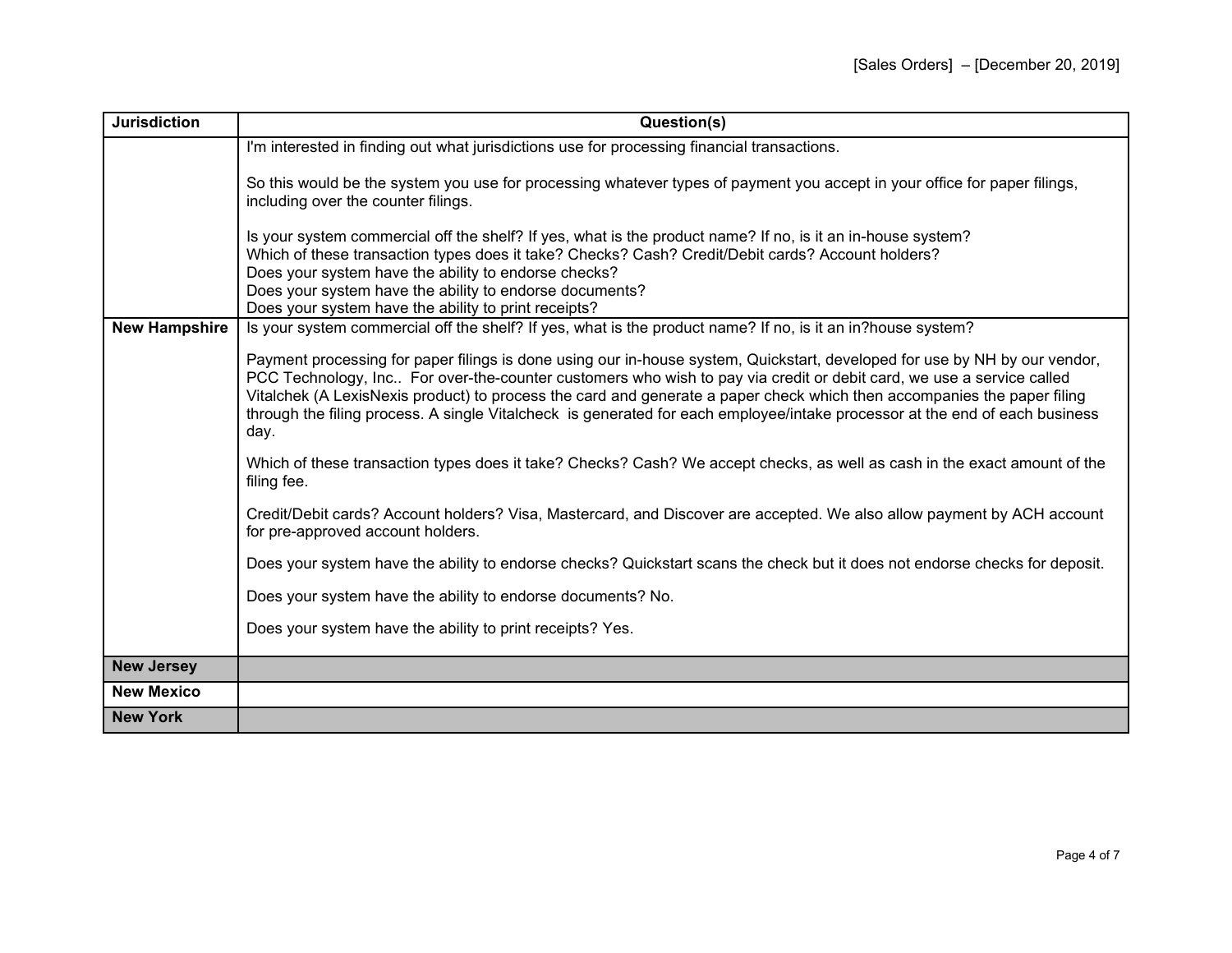| Jurisdiction | Question(s) |
|---|---|
| | I'm interested in finding out what jurisdictions use for processing financial transactions.<br><br>So this would be the system you use for processing whatever types of payment you accept in your office for paper filings, including over the counter filings.<br><br>Is your system commercial off the shelf? If yes, what is the product name? If no, is it an in-house system?<br>Which of these transaction types does it take? Checks? Cash? Credit/Debit cards? Account holders?<br>Does your system have the ability to endorse checks?<br>Does your system have the ability to endorse documents?<br>Does your system have the ability to print receipts? |
| **New Hampshire** | Is your system commercial off the shelf? If yes, what is the product name? If no, is it an in?house system?<br><br>Payment processing for paper filings is done using our in-house system, Quickstart, developed for use by NH by our vendor, PCC Technology, Inc.. For over-the-counter customers who wish to pay via credit or debit card, we use a service called Vitalchek (A LexisNexis product) to process the card and generate a paper check which then accompanies the paper filing through the filing process. A single Vitalcheck is generated for each employee/intake processor at the end of each business day.<br><br>Which of these transaction types does it take? Checks? Cash? We accept checks, as well as cash in the exact amount of the filing fee.<br><br>Credit/Debit cards? Account holders? Visa, Mastercard, and Discover are accepted. We also allow payment by ACH account for pre-approved account holders.<br><br>Does your system have the ability to endorse checks? Quickstart scans the check but it does not endorse checks for deposit.<br><br>Does your system have the ability to endorse documents? No.<br><br>Does your system have the ability to print receipts? Yes. |
| **New Jersey** | |
| **New Mexico** | |
| **New York** | |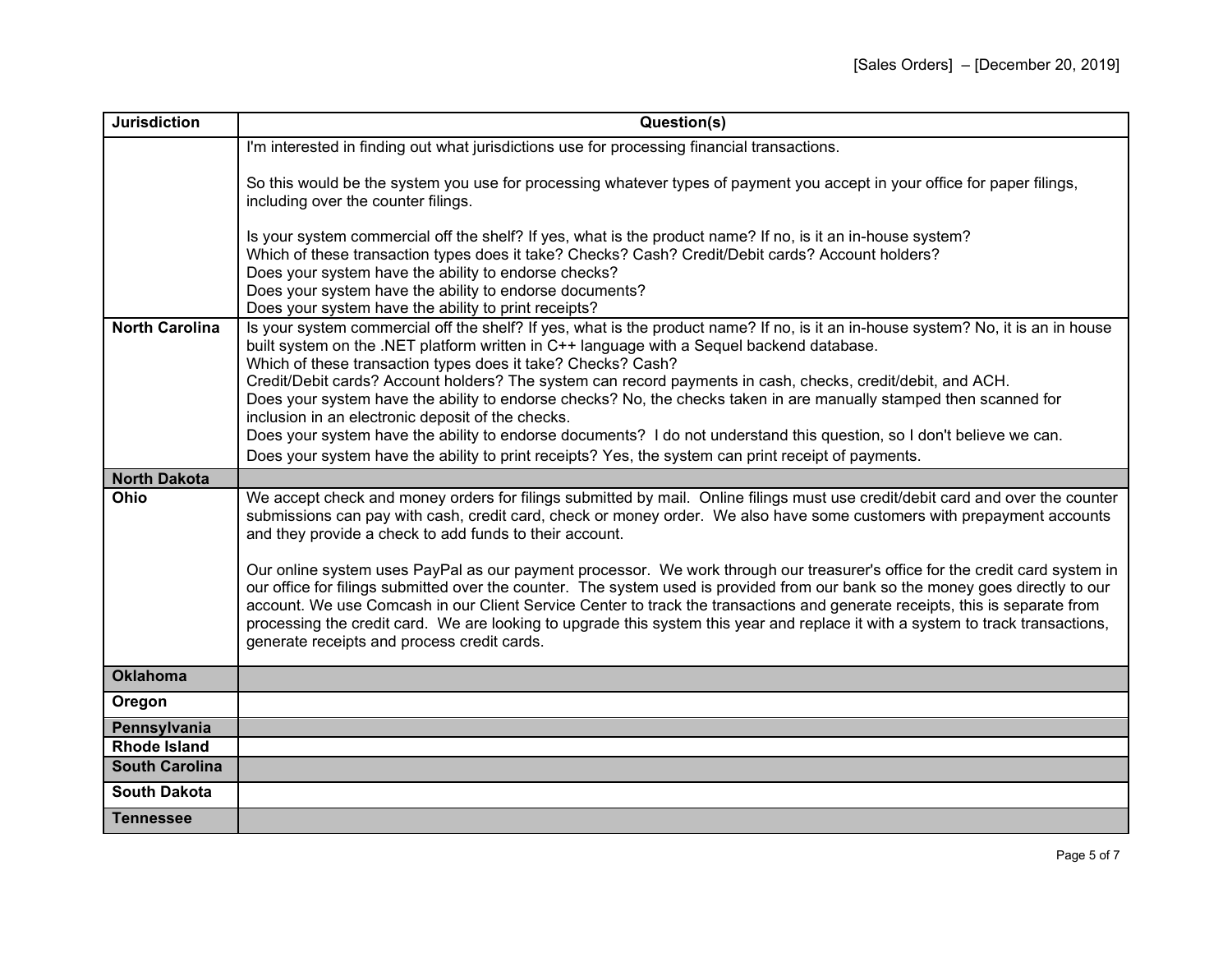| Jurisdiction | Question(s) |
|---|---|
| | I'm interested in finding out what jurisdictions use for processing financial transactions.<br><br>So this would be the system you use for processing whatever types of payment you accept in your office for paper filings, including over the counter filings.<br><br>Is your system commercial off the shelf? If yes, what is the product name? If no, is it an in-house system?<br>Which of these transaction types does it take? Checks? Cash? Credit/Debit cards? Account holders?<br>Does your system have the ability to endorse checks?<br>Does your system have the ability to endorse documents?<br>Does your system have the ability to print receipts? |
| **North Carolina** | Is your system commercial off the shelf? If yes, what is the product name? If no, is it an in-house system? No, it is an in house built system on the .NET platform written in C++ language with a Sequel backend database.<br>Which of these transaction types does it take? Checks? Cash?<br>Credit/Debit cards? Account holders? The system can record payments in cash, checks, credit/debit, and ACH.<br>Does your system have the ability to endorse checks? No, the checks taken in are manually stamped then scanned for inclusion in an electronic deposit of the checks.<br>Does your system have the ability to endorse documents? I do not understand this question, so I don't believe we can.<br>Does your system have the ability to print receipts? Yes, the system can print receipt of payments. |
| **North Dakota** | |
| **Ohio** | We accept check and money orders for filings submitted by mail. Online filings must use credit/debit card and over the counter submissions can pay with cash, credit card, check or money order. We also have some customers with prepayment accounts and they provide a check to add funds to their account.<br><br>Our online system uses PayPal as our payment processor. We work through our treasurer's office for the credit card system in our office for filings submitted over the counter. The system used is provided from our bank so the money goes directly to our account. We use Comcash in our Client Service Center to track the transactions and generate receipts, this is separate from processing the credit card. We are looking to upgrade this system this year and replace it with a system to track transactions, generate receipts and process credit cards. |
| **Oklahoma** | |
| **Oregon** | |
| **Pennsylvania** | |
| **Rhode Island** | |
| **South Carolina** | |
| **South Dakota** | |
| **Tennessee** | |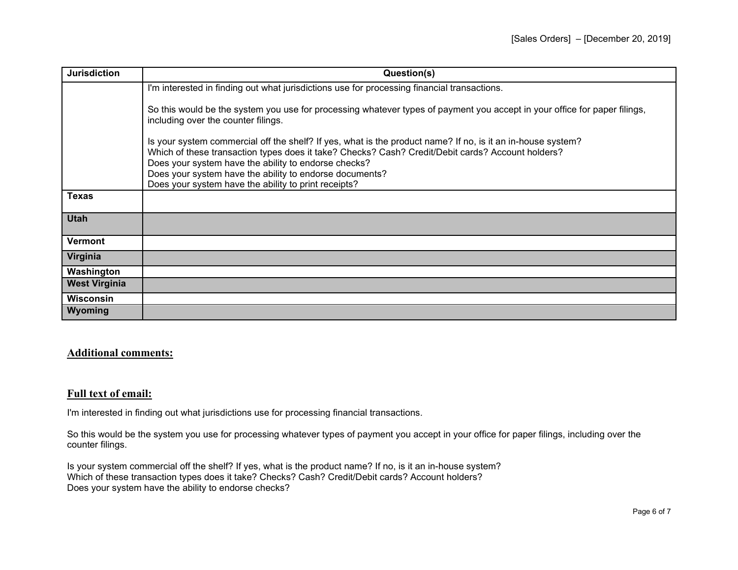| Jurisdiction | Question(s) |
|---|---|
| | I'm interested in finding out what jurisdictions use for processing financial transactions.<br><br>So this would be the system you use for processing whatever types of payment you accept in your office for paper filings, including over the counter filings.<br><br>Is your system commercial off the shelf? If yes, what is the product name? If no, is it an in-house system?<br>Which of these transaction types does it take? Checks? Cash? Credit/Debit cards? Account holders?<br>Does your system have the ability to endorse checks?<br>Does your system have the ability to endorse documents?<br>Does your system have the ability to print receipts? |
| **Texas** | |
| **Utah** | |
| **Vermont** | |
| **Virginia** | |
| **Washington** | |
| **West Virginia** | |
| **Wisconsin** | |
| **Wyoming** | |

## Additional comments:

## Full text of email:

I'm interested in finding out what jurisdictions use for processing financial transactions.

So this would be the system you use for processing whatever types of payment you accept in your office for paper filings, including over the counter filings.

Is your system commercial off the shelf? If yes, what is the product name? If no, is it an in-house system?
Which of these transaction types does it take? Checks? Cash? Credit/Debit cards? Account holders?
Does your system have the ability to endorse checks?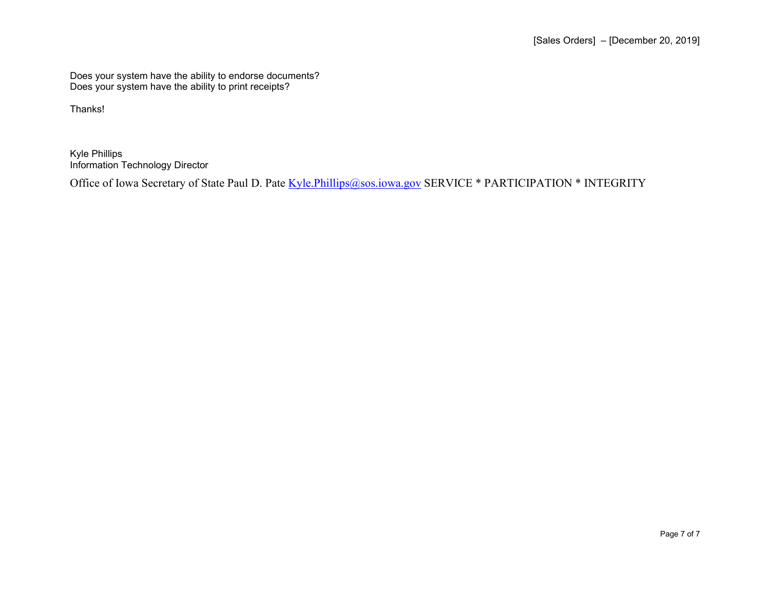Does your system have the ability to endorse documents?
Does your system have the ability to print receipts?

Thanks!

Kyle Phillips
Information Technology Director

Office of Iowa Secretary of State Paul D. Pate Kyle.Phillips@sos.iowa.gov SERVICE * PARTICIPATION * INTEGRITY